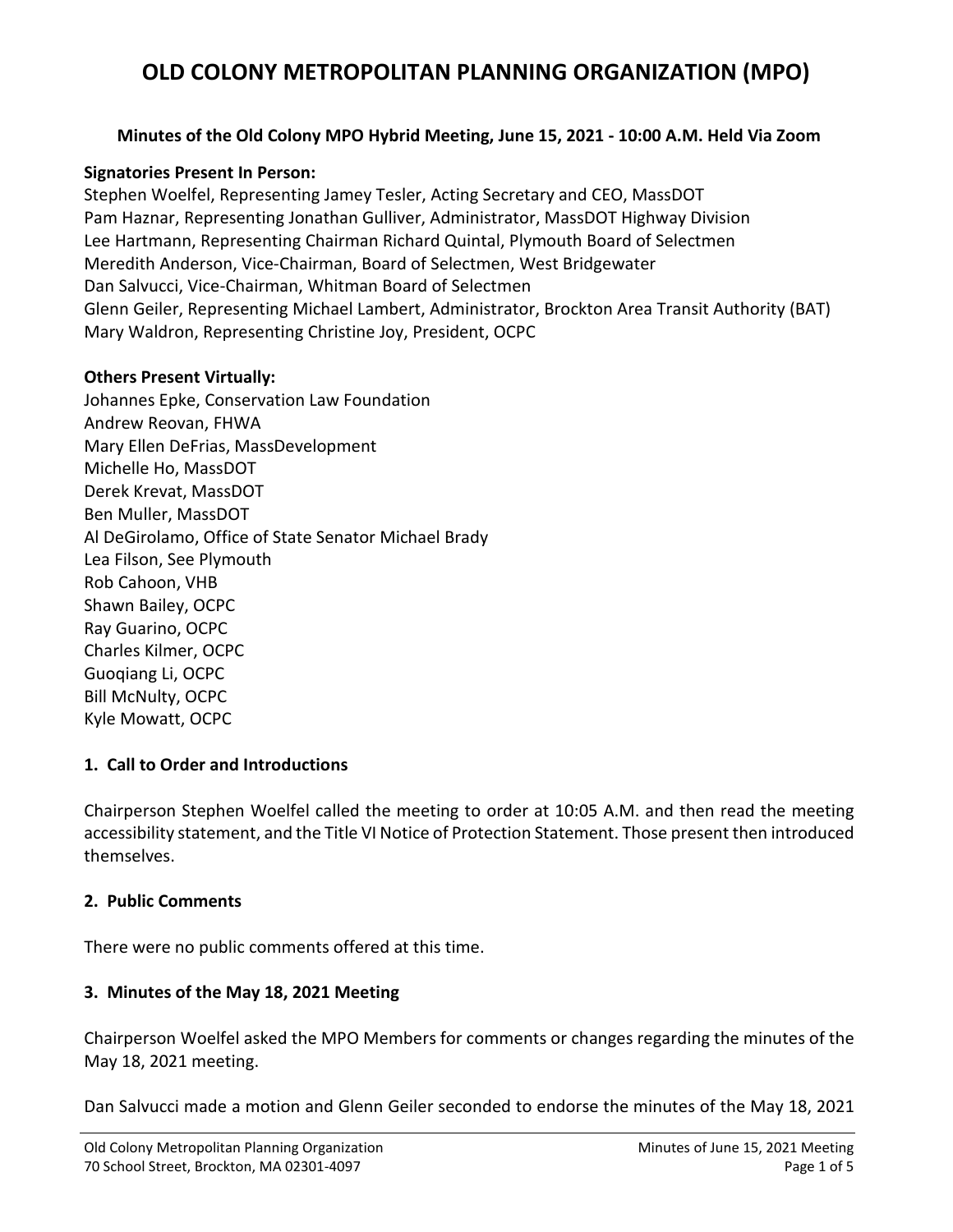# OLD COLONY METROPOLITAN PLANNING ORGANIZATION (MPO)

**Minutes of the Old Colony MPO Hybrid Meeting, June 15, 2021 - 10:00 A.M. Held Via Zoom**

**Signatories Present In Person:**

Stephen Woelfel, Representing Jamey Tesler, Acting Secretary and CEO, MassDOT
Pam Haznar, Representing Jonathan Gulliver, Administrator, MassDOT Highway Division
Lee Hartmann, Representing Chairman Richard Quintal, Plymouth Board of Selectmen
Meredith Anderson, Vice-Chairman, Board of Selectmen, West Bridgewater
Dan Salvucci, Vice-Chairman, Whitman Board of Selectmen
Glenn Geiler, Representing Michael Lambert, Administrator, Brockton Area Transit Authority (BAT)
Mary Waldron, Representing Christine Joy, President, OCPC

**Others Present Virtually:**

Johannes Epke, Conservation Law Foundation
Andrew Reovan, FHWA
Mary Ellen DeFrias, MassDevelopment
Michelle Ho, MassDOT
Derek Krevat, MassDOT
Ben Muller, MassDOT
Al DeGirolamo, Office of State Senator Michael Brady
Lea Filson, See Plymouth
Rob Cahoon, VHB
Shawn Bailey, OCPC
Ray Guarino, OCPC
Charles Kilmer, OCPC
Guoqiang Li, OCPC
Bill McNulty, OCPC
Kyle Mowatt, OCPC

### 1. Call to Order and Introductions

Chairperson Stephen Woelfel called the meeting to order at 10:05 A.M. and then read the meeting accessibility statement, and the Title VI Notice of Protection Statement. Those present then introduced themselves.

### 2. Public Comments

There were no public comments offered at this time.

### 3. Minutes of the May 18, 2021 Meeting

Chairperson Woelfel asked the MPO Members for comments or changes regarding the minutes of the May 18, 2021 meeting.

Dan Salvucci made a motion and Glenn Geiler seconded to endorse the minutes of the May 18, 2021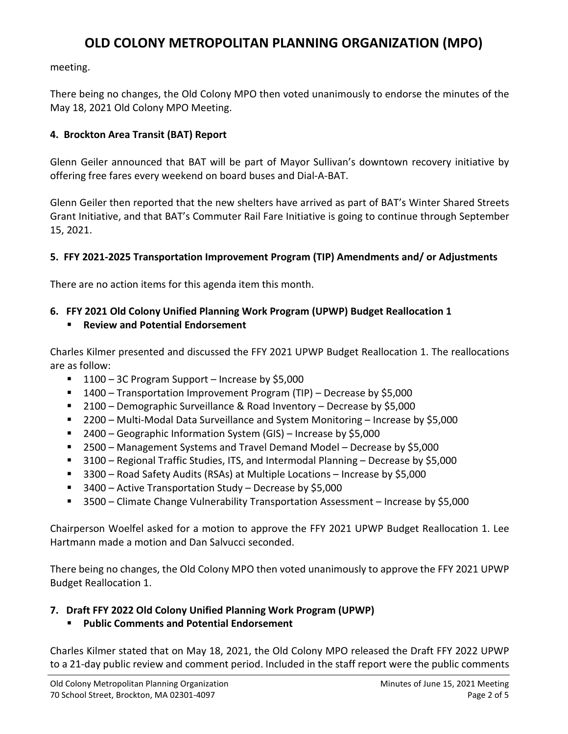meeting.

There being no changes, the Old Colony MPO then voted unanimously to endorse the minutes of the May 18, 2021 Old Colony MPO Meeting.

**4. Brockton Area Transit (BAT) Report**

Glenn Geiler announced that BAT will be part of Mayor Sullivan's downtown recovery initiative by offering free fares every weekend on board buses and Dial-A-BAT.

Glenn Geiler then reported that the new shelters have arrived as part of BAT's Winter Shared Streets Grant Initiative, and that BAT's Commuter Rail Fare Initiative is going to continue through September 15, 2021.

**5. FFY 2021-2025 Transportation Improvement Program (TIP) Amendments and/ or Adjustments**

There are no action items for this agenda item this month.

**6. FFY 2021 Old Colony Unified Planning Work Program (UPWP) Budget Reallocation 1**

- **Review and Potential Endorsement**

Charles Kilmer presented and discussed the FFY 2021 UPWP Budget Reallocation 1. The reallocations are as follow:

- 1100 – 3C Program Support – Increase by $5,000
- 1400 – Transportation Improvement Program (TIP) – Decrease by $5,000
- 2100 – Demographic Surveillance & Road Inventory – Decrease by $5,000
- 2200 – Multi-Modal Data Surveillance and System Monitoring – Increase by $5,000
- 2400 – Geographic Information System (GIS) – Increase by $5,000
- 2500 – Management Systems and Travel Demand Model – Decrease by $5,000
- 3100 – Regional Traffic Studies, ITS, and Intermodal Planning – Decrease by $5,000
- 3300 – Road Safety Audits (RSAs) at Multiple Locations – Increase by $5,000
- 3400 – Active Transportation Study – Decrease by $5,000
- 3500 – Climate Change Vulnerability Transportation Assessment – Increase by $5,000

Chairperson Woelfel asked for a motion to approve the FFY 2021 UPWP Budget Reallocation 1. Lee Hartmann made a motion and Dan Salvucci seconded.

There being no changes, the Old Colony MPO then voted unanimously to approve the FFY 2021 UPWP Budget Reallocation 1.

**7. Draft FFY 2022 Old Colony Unified Planning Work Program (UPWP)**

- **Public Comments and Potential Endorsement**

Charles Kilmer stated that on May 18, 2021, the Old Colony MPO released the Draft FFY 2022 UPWP to a 21-day public review and comment period. Included in the staff report were the public comments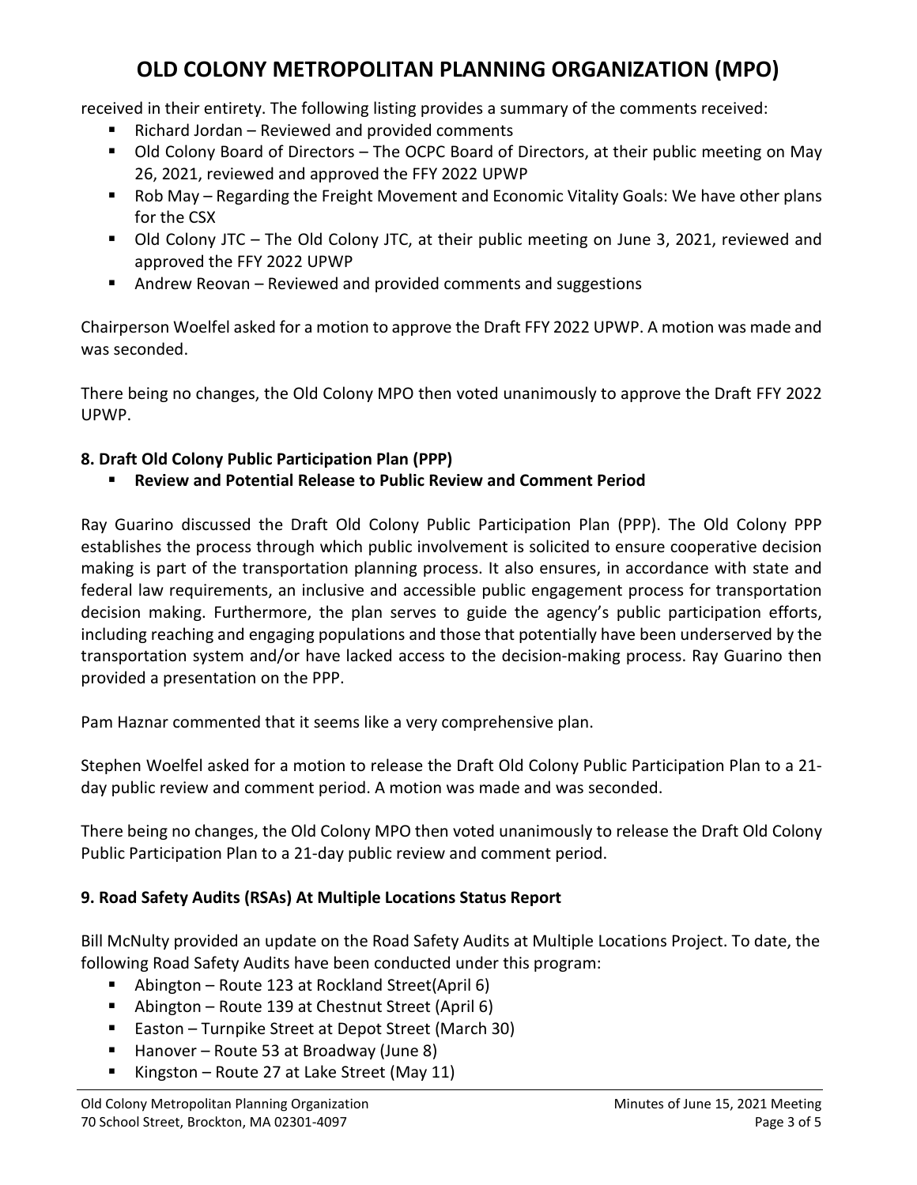received in their entirety. The following listing provides a summary of the comments received:

- Richard Jordan – Reviewed and provided comments
- Old Colony Board of Directors – The OCPC Board of Directors, at their public meeting on May 26, 2021, reviewed and approved the FFY 2022 UPWP
- Rob May – Regarding the Freight Movement and Economic Vitality Goals: We have other plans for the CSX
- Old Colony JTC – The Old Colony JTC, at their public meeting on June 3, 2021, reviewed and approved the FFY 2022 UPWP
- Andrew Reovan – Reviewed and provided comments and suggestions

Chairperson Woelfel asked for a motion to approve the Draft FFY 2022 UPWP. A motion was made and was seconded.

There being no changes, the Old Colony MPO then voted unanimously to approve the Draft FFY 2022 UPWP.

### 8. Draft Old Colony Public Participation Plan (PPP)

- **Review and Potential Release to Public Review and Comment Period**

Ray Guarino discussed the Draft Old Colony Public Participation Plan (PPP). The Old Colony PPP establishes the process through which public involvement is solicited to ensure cooperative decision making is part of the transportation planning process. It also ensures, in accordance with state and federal law requirements, an inclusive and accessible public engagement process for transportation decision making. Furthermore, the plan serves to guide the agency's public participation efforts, including reaching and engaging populations and those that potentially have been underserved by the transportation system and/or have lacked access to the decision-making process. Ray Guarino then provided a presentation on the PPP.

Pam Haznar commented that it seems like a very comprehensive plan.

Stephen Woelfel asked for a motion to release the Draft Old Colony Public Participation Plan to a 21-day public review and comment period. A motion was made and was seconded.

There being no changes, the Old Colony MPO then voted unanimously to release the Draft Old Colony Public Participation Plan to a 21-day public review and comment period.

### 9. Road Safety Audits (RSAs) At Multiple Locations Status Report

Bill McNulty provided an update on the Road Safety Audits at Multiple Locations Project. To date, the following Road Safety Audits have been conducted under this program:

- Abington – Route 123 at Rockland Street(April 6)
- Abington – Route 139 at Chestnut Street (April 6)
- Easton – Turnpike Street at Depot Street (March 30)
- Hanover – Route 53 at Broadway (June 8)
- Kingston – Route 27 at Lake Street (May 11)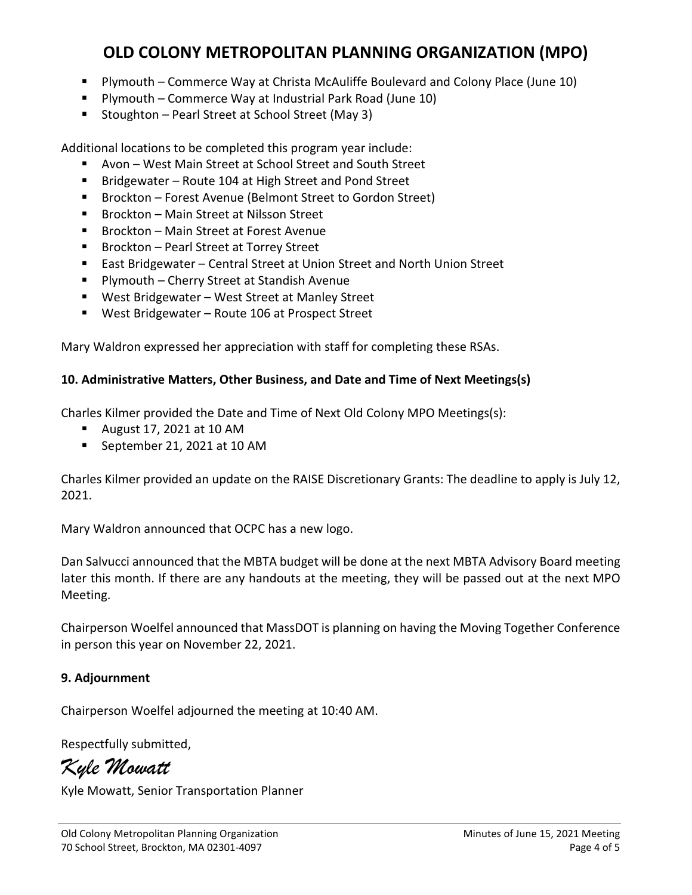- Plymouth – Commerce Way at Christa McAuliffe Boulevard and Colony Place (June 10)
- Plymouth – Commerce Way at Industrial Park Road (June 10)
- Stoughton – Pearl Street at School Street (May 3)

Additional locations to be completed this program year include:

- Avon – West Main Street at School Street and South Street
- Bridgewater – Route 104 at High Street and Pond Street
- Brockton – Forest Avenue (Belmont Street to Gordon Street)
- Brockton – Main Street at Nilsson Street
- Brockton – Main Street at Forest Avenue
- Brockton – Pearl Street at Torrey Street
- East Bridgewater – Central Street at Union Street and North Union Street
- Plymouth – Cherry Street at Standish Avenue
- West Bridgewater – West Street at Manley Street
- West Bridgewater – Route 106 at Prospect Street

Mary Waldron expressed her appreciation with staff for completing these RSAs.

**10. Administrative Matters, Other Business, and Date and Time of Next Meetings(s)**

Charles Kilmer provided the Date and Time of Next Old Colony MPO Meetings(s):

- August 17, 2021 at 10 AM
- September 21, 2021 at 10 AM

Charles Kilmer provided an update on the RAISE Discretionary Grants: The deadline to apply is July 12, 2021.

Mary Waldron announced that OCPC has a new logo.

Dan Salvucci announced that the MBTA budget will be done at the next MBTA Advisory Board meeting later this month. If there are any handouts at the meeting, they will be passed out at the next MPO Meeting.

Chairperson Woelfel announced that MassDOT is planning on having the Moving Together Conference in person this year on November 22, 2021.

**9. Adjournment**

Chairperson Woelfel adjourned the meeting at 10:40 AM.

Respectfully submitted,

*Kyle Mowatt*

Kyle Mowatt, Senior Transportation Planner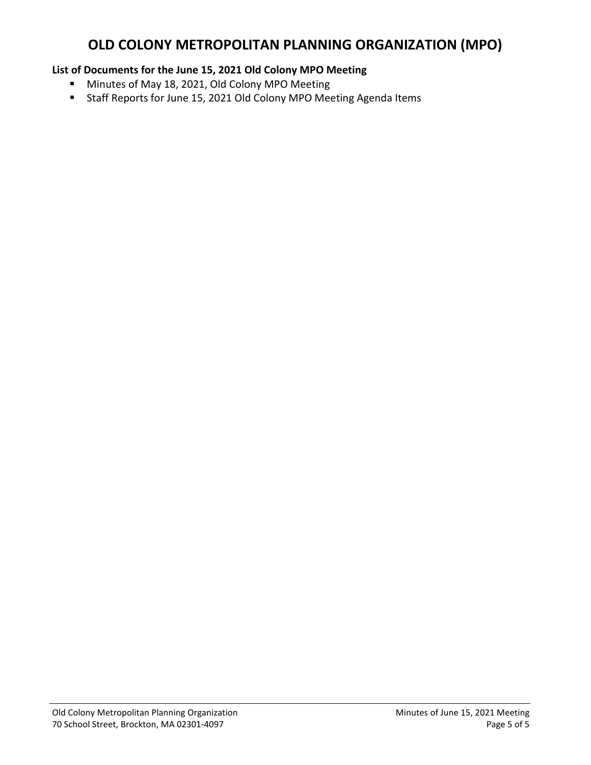# OLD COLONY METROPOLITAN PLANNING ORGANIZATION (MPO)

**List of Documents for the June 15, 2021 Old Colony MPO Meeting**

- Minutes of May 18, 2021, Old Colony MPO Meeting
- Staff Reports for June 15, 2021 Old Colony MPO Meeting Agenda Items